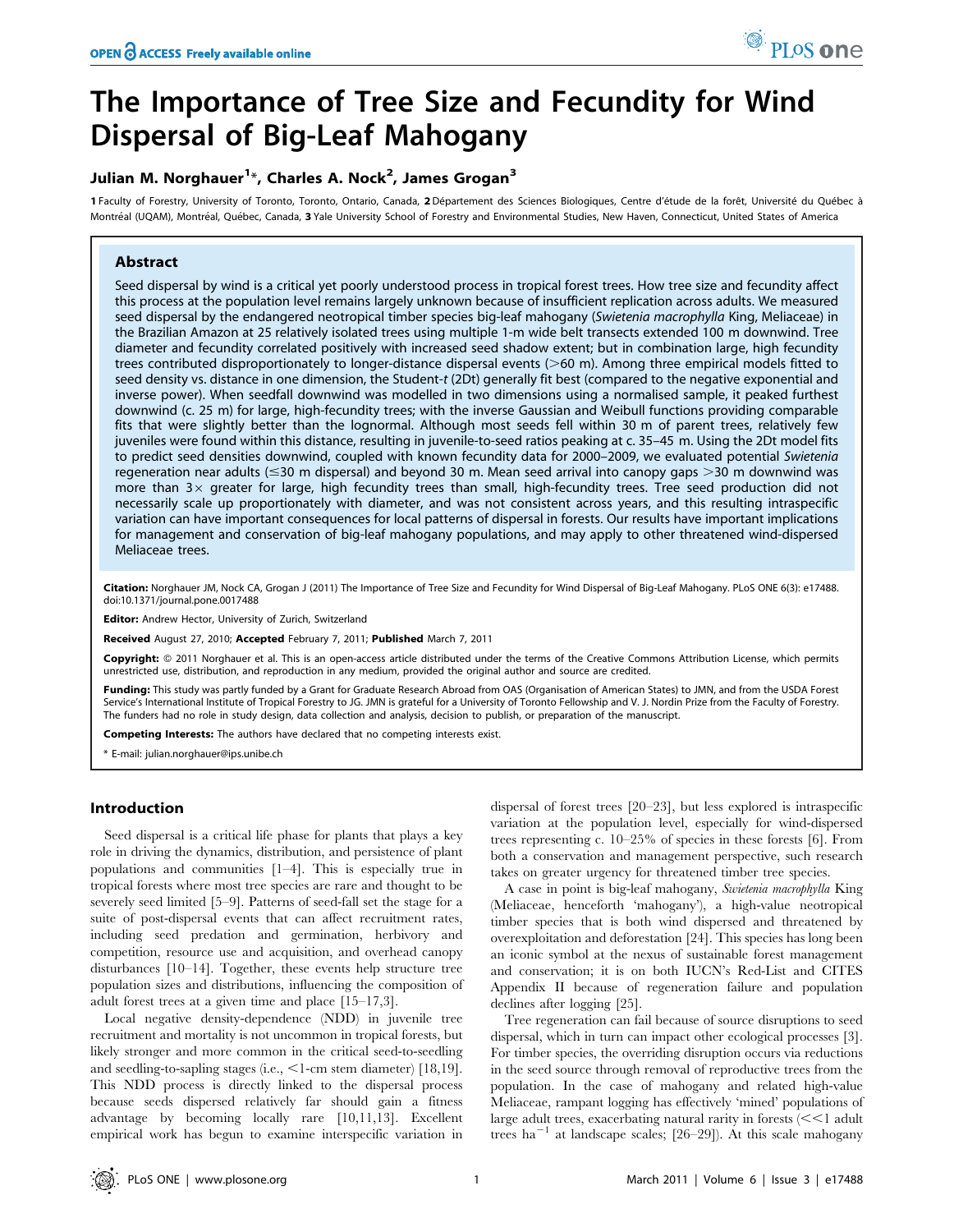# The Importance of Tree Size and Fecundity for Wind Dispersal of Big-Leaf Mahogany

**Julian M. Norghauer[1]*, Charles A. Nock[2], James Grogan[3]**

1 Faculty of Forestry, University of Toronto, Toronto, Ontario, Canada, 2 Département des Sciences Biologiques, Centre d'étude de la forêt, Université du Québec à Montréal (UQAM), Montréal, Québec, Canada, 3 Yale University School of Forestry and Environmental Studies, New Haven, Connecticut, United States of America

## Abstract

Seed dispersal by wind is a critical yet poorly understood process in tropical forest trees. How tree size and fecundity affect this process at the population level remains largely unknown because of insufficient replication across adults. We measured seed dispersal by the endangered neotropical timber species big-leaf mahogany (*Swietenia macrophylla* King, Meliaceae) in the Brazilian Amazon at 25 relatively isolated trees using multiple 1-m wide belt transects extended 100 m downwind. Tree diameter and fecundity correlated positively with increased seed shadow extent; but in combination large, high fecundity trees contributed disproportionately to longer-distance dispersal events (>60 m). Among three empirical models fitted to seed density vs. distance in one dimension, the Student-*t* (2Dt) generally fit best (compared to the negative exponential and inverse power). When seedfall downwind was modelled in two dimensions using a normalised sample, it peaked furthest downwind (c. 25 m) for large, high-fecundity trees; with the inverse Gaussian and Weibull functions providing comparable fits that were slightly better than the lognormal. Although most seeds fell within 30 m of parent trees, relatively few juveniles were found within this distance, resulting in juvenile-to-seed ratios peaking at c. 35–45 m. Using the 2Dt model fits to predict seed densities downwind, coupled with known fecundity data for 2000–2009, we evaluated potential *Swietenia* regeneration near adults (≤30 m dispersal) and beyond 30 m. Mean seed arrival into canopy gaps >30 m downwind was more than 3× greater for large, high fecundity trees than small, high-fecundity trees. Tree seed production did not necessarily scale up proportionately with diameter, and was not consistent across years, and this resulting intraspecific variation can have important consequences for local patterns of dispersal in forests. Our results have important implications for management and conservation of big-leaf mahogany populations, and may apply to other threatened wind-dispersed Meliaceae trees.

**Citation:** Norghauer JM, Nock CA, Grogan J (2011) The Importance of Tree Size and Fecundity for Wind Dispersal of Big-Leaf Mahogany. PLoS ONE 6(3): e17488. doi:10.1371/journal.pone.0017488

**Editor:** Andrew Hector, University of Zurich, Switzerland

**Received** August 27, 2010; **Accepted** February 7, 2011; **Published** March 7, 2011

**Copyright:** © 2011 Norghauer et al. This is an open-access article distributed under the terms of the Creative Commons Attribution License, which permits unrestricted use, distribution, and reproduction in any medium, provided the original author and source are credited.

**Funding:** This study was partly funded by a Grant for Graduate Research Abroad from OAS (Organisation of American States) to JMN, and from the USDA Forest Service's International Institute of Tropical Forestry to JG. JMN is grateful for a University of Toronto Fellowship and V. J. Nordin Prize from the Faculty of Forestry. The funders had no role in study design, data collection and analysis, decision to publish, or preparation of the manuscript.

**Competing Interests:** The authors have declared that no competing interests exist.

\* E-mail: julian.norghauer@ips.unibe.ch

## Introduction

Seed dispersal is a critical life phase for plants that plays a key role in driving the dynamics, distribution, and persistence of plant populations and communities [1–4]. This is especially true in tropical forests where most tree species are rare and thought to be severely seed limited [5–9]. Patterns of seed-fall set the stage for a suite of post-dispersal events that can affect recruitment rates, including seed predation and germination, herbivory and competition, resource use and acquisition, and overhead canopy disturbances [10–14]. Together, these events help structure tree population sizes and distributions, influencing the composition of adult forest trees at a given time and place [15–17,3].

Local negative density-dependence (NDD) in juvenile tree recruitment and mortality is not uncommon in tropical forests, but likely stronger and more common in the critical seed-to-seedling and seedling-to-sapling stages (i.e., <1-cm stem diameter) [18,19]. This NDD process is directly linked to the dispersal process because seeds dispersed relatively far should gain a fitness advantage by becoming locally rare [10,11,13]. Excellent empirical work has begun to examine interspecific variation in dispersal of forest trees [20–23], but less explored is intraspecific variation at the population level, especially for wind-dispersed trees representing c. 10–25% of species in these forests [6]. From both a conservation and management perspective, such research takes on greater urgency for threatened timber tree species.

A case in point is big-leaf mahogany, *Swietenia macrophylla* King (Meliaceae, henceforth 'mahogany'), a high-value neotropical timber species that is both wind dispersed and threatened by overexploitation and deforestation [24]. This species has long been an iconic symbol at the nexus of sustainable forest management and conservation; it is on both IUCN's Red-List and CITES Appendix II because of regeneration failure and population declines after logging [25].

Tree regeneration can fail because of source disruptions to seed dispersal, which in turn can impact other ecological processes [3]. For timber species, the overriding disruption occurs via reductions in the seed source through removal of reproductive trees from the population. In the case of mahogany and related high-value Meliaceae, rampant logging has effectively 'mined' populations of large adult trees, exacerbating natural rarity in forests (<<1 adult trees ha$^{-1}$ at landscape scales; [26–29]). At this scale mahogany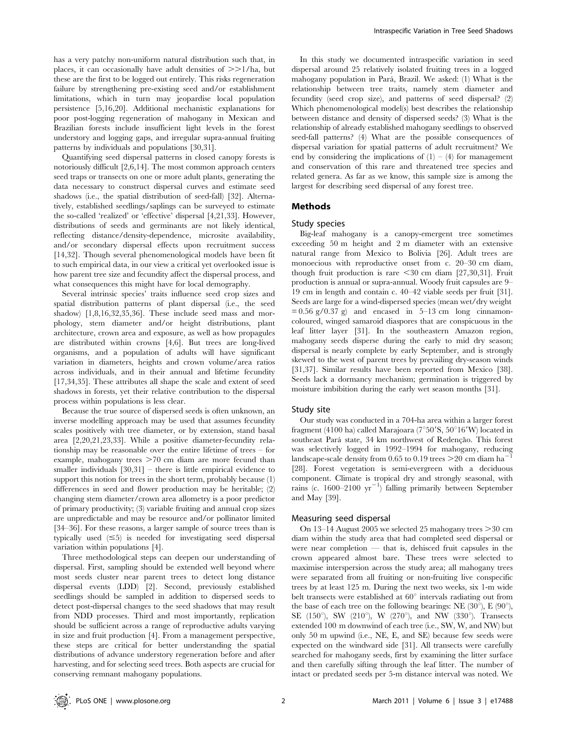has a very patchy non-uniform natural distribution such that, in places, it can occasionally have adult densities of $>>1$/ha, but these are the first to be logged out entirely. This risks regeneration failure by strengthening pre-existing seed and/or establishment limitations, which in turn may jeopardise local population persistence [5,16,20]. Additional mechanistic explanations for poor post-logging regeneration of mahogany in Mexican and Brazilian forests include insufficient light levels in the forest understory and logging gaps, and irregular supra-annual fruiting patterns by individuals and populations [30,31].

Quantifying seed dispersal patterns in closed canopy forests is notoriously difficult [2,6,14]. The most common approach centers seed traps or transects on one or more adult plants, generating the data necessary to construct dispersal curves and estimate seed shadows (i.e., the spatial distribution of seed-fall) [32]. Alternatively, established seedlings/saplings can be surveyed to estimate the so-called 'realized' or 'effective' dispersal [4,21,33]. However, distributions of seeds and germinants are not likely identical, reflecting distance/density-dependence, microsite availability, and/or secondary dispersal effects upon recruitment success [14,32]. Though several phenomenological models have been fit to such empirical data, in our view a critical yet overlooked issue is how parent tree size and fecundity affect the dispersal process, and what consequences this might have for local demography.

Several intrinsic species' traits influence seed crop sizes and spatial distribution patterns of plant dispersal (i.e., the seed shadow) [1,8,16,32,35,36]. These include seed mass and morphology, stem diameter and/or height distributions, plant architecture, crown area and exposure, as well as how propagules are distributed within crowns [4,6]. But trees are long-lived organisms, and a population of adults will have significant variation in diameters, heights and crown volume/area ratios across individuals, and in their annual and lifetime fecundity [17,34,35]. These attributes all shape the scale and extent of seed shadows in forests, yet their relative contribution to the dispersal process within populations is less clear.

Because the true source of dispersed seeds is often unknown, an inverse modelling approach may be used that assumes fecundity scales positively with tree diameter, or by extension, stand basal area [2,20,21,23,33]. While a positive diameter-fecundity relationship may be reasonable over the entire lifetime of trees – for example, mahogany trees $>70$ cm diam are more fecund than smaller individuals [30,31] – there is little empirical evidence to support this notion for trees in the short term, probably because (1) differences in seed and flower production may be heritable; (2) changing stem diameter/crown area allometry is a poor predictor of primary productivity; (3) variable fruiting and annual crop sizes are unpredictable and may be resource and/or pollinator limited [34–36]. For these reasons, a larger sample of source trees than is typically used ($\leq 5$) is needed for investigating seed dispersal variation within populations [4].

Three methodological steps can deepen our understanding of dispersal. First, sampling should be extended well beyond where most seeds cluster near parent trees to detect long distance dispersal events (LDD) [2]. Second, previously established seedlings should be sampled in addition to dispersed seeds to detect post-dispersal changes to the seed shadows that may result from NDD processes. Third and most importantly, replication should be sufficient across a range of reproductive adults varying in size and fruit production [4]. From a management perspective, these steps are critical for better understanding the spatial distributions of advance understory regeneration before and after harvesting, and for selecting seed trees. Both aspects are crucial for conserving remnant mahogany populations.

In this study we documented intraspecific variation in seed dispersal around 25 relatively isolated fruiting trees in a logged mahogany population in Pará, Brazil. We asked: (1) What is the relationship between tree traits, namely stem diameter and fecundity (seed crop size), and patterns of seed dispersal? (2) Which phenomenological model(s) best describes the relationship between distance and density of dispersed seeds? (3) What is the relationship of already established mahogany seedlings to observed seed-fall patterns? (4) What are the possible consequences of dispersal variation for spatial patterns of adult recruitment? We end by considering the implications of (1) – (4) for management and conservation of this rare and threatened tree species and related genera. As far as we know, this sample size is among the largest for describing seed dispersal of any forest tree.

## Methods

### Study species

Big-leaf mahogany is a canopy-emergent tree sometimes exceeding 50 m height and 2 m diameter with an extensive natural range from Mexico to Bolivia [26]. Adult trees are monoecious with reproductive onset from c. 20–30 cm diam, though fruit production is rare $<30$ cm diam [27,30,31]. Fruit production is annual or supra-annual. Woody fruit capsules are 9–19 cm in length and contain c. 40–42 viable seeds per fruit [31]. Seeds are large for a wind-dispersed species (mean wet/dry weight $= 0.56$ g/0.37 g) and encased in 5–13 cm long cinnamon-coloured, winged samaroid diaspores that are conspicuous in the leaf litter layer [31]. In the southeastern Amazon region, mahogany seeds disperse during the early to mid dry season; dispersal is nearly complete by early September, and is strongly skewed to the west of parent trees by prevailing dry-season winds [31,37]. Similar results have been reported from Mexico [38]. Seeds lack a dormancy mechanism; germination is triggered by moisture imbibition during the early wet season months [31].

### Study site

Our study was conducted in a 704-ha area within a larger forest fragment (4100 ha) called Marajoara (7°50′S, 50°16′W) located in southeast Pará state, 34 km northwest of Redenção. This forest was selectively logged in 1992–1994 for mahogany, reducing landscape-scale density from 0.65 to 0.19 trees $>20$ cm diam ha$^{-1}$ [28]. Forest vegetation is semi-evergreen with a deciduous component. Climate is tropical dry and strongly seasonal, with rains (c. 1600–2100 yr$^{-1}$) falling primarily between September and May [39].

### Measuring seed dispersal

On 13–14 August 2005 we selected 25 mahogany trees $>30$ cm diam within the study area that had completed seed dispersal or were near completion — that is, dehisced fruit capsules in the crown appeared almost bare. These trees were selected to maximise interspersion across the study area; all mahogany trees were separated from all fruiting or non-fruiting live conspecific trees by at least 125 m. During the next two weeks, six 1-m wide belt transects were established at 60° intervals radiating out from the base of each tree on the following bearings: NE (30°), E (90°), SE (150°), SW (210°), W (270°), and NW (330°). Transects extended 100 m downwind of each tree (i.e., SW, W, and NW) but only 50 m upwind (i.e., NE, E, and SE) because few seeds were expected on the windward side [31]. All transects were carefully searched for mahogany seeds, first by examining the litter surface and then carefully sifting through the leaf litter. The number of intact or predated seeds per 5-m distance interval was noted. We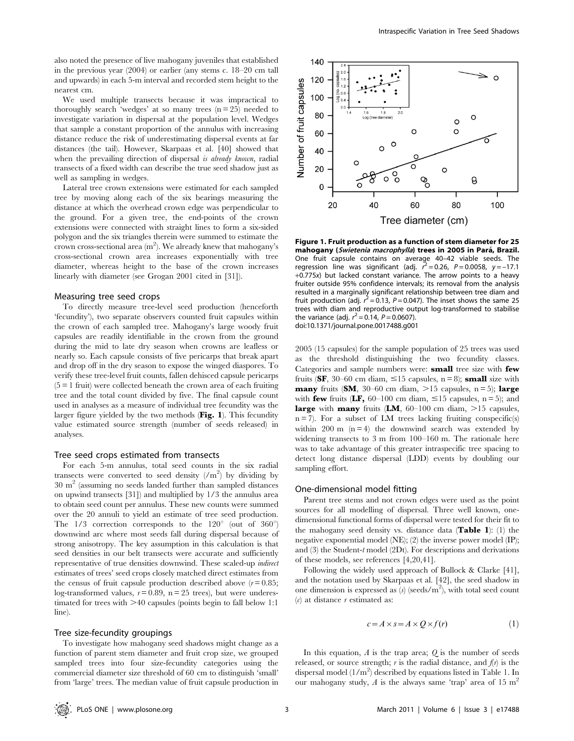also noted the presence of live mahogany juveniles that established in the previous year (2004) or earlier (any stems c. 18–20 cm tall and upwards) in each 5-m interval and recorded stem height to the nearest cm.

We used multiple transects because it was impractical to thoroughly search 'wedges' at so many trees (n = 25) needed to investigate variation in dispersal at the population level. Wedges that sample a constant proportion of the annulus with increasing distance reduce the risk of underestimating dispersal events at far distances (the tail). However, Skarpaas et al. [40] showed that when the prevailing direction of dispersal *is already known*, radial transects of a fixed width can describe the true seed shadow just as well as sampling in wedges.

Lateral tree crown extensions were estimated for each sampled tree by moving along each of the six bearings measuring the distance at which the overhead crown edge was perpendicular to the ground. For a given tree, the end-points of the crown extensions were connected with straight lines to form a six-sided polygon and the six triangles therein were summed to estimate the crown cross-sectional area ($m^2$). We already knew that mahogany's cross-sectional crown area increases exponentially with tree diameter, whereas height to the base of the crown increases linearly with diameter (see Grogan 2001 cited in [31]).

### Measuring tree seed crops

To directly measure tree-level seed production (henceforth 'fecundity'), two separate observers counted fruit capsules within the crown of each sampled tree. Mahogany's large woody fruit capsules are readily identifiable in the crown from the ground during the mid to late dry season when crowns are leafless or nearly so. Each capsule consists of five pericarps that break apart and drop off in the dry season to expose the winged diaspores. To verify these tree-level fruit counts, fallen dehisced capsule pericarps (5 = 1 fruit) were collected beneath the crown area of each fruiting tree and the total count divided by five. The final capsule count used in analyses as a measure of individual tree fecundity was the larger figure yielded by the two methods (**Fig. 1**). This fecundity value estimated source strength (number of seeds released) in analyses.

### Tree seed crops estimated from transects

For each 5-m annulus, total seed counts in the six radial transects were converted to seed density ($/m^2$) by dividing by 30 $m^2$ (assuming no seeds landed further than sampled distances on upwind transects [31]) and multiplied by 1/3 the annulus area to obtain seed count per annulus. These new counts were summed over the 20 annuli to yield an estimate of tree seed production. The 1/3 correction corresponds to the 120° (out of 360°) downwind arc where most seeds fall during dispersal because of strong anisotropy. The key assumption in this calculation is that seed densities in our belt transects were accurate and sufficiently representative of true densities downwind. These scaled-up *indirect* estimates of trees' seed crops closely matched direct estimates from the census of fruit capsule production described above ($r = 0.85$; log-transformed values, $r = 0.89$, n = 25 trees), but were underestimated for trees with >40 capsules (points begin to fall below 1:1 line).

### Tree size-fecundity groupings

To investigate how mahogany seed shadows might change as a function of parent stem diameter and fruit crop size, we grouped sampled trees into four size-fecundity categories using the commercial diameter size threshold of 60 cm to distinguish 'small' from 'large' trees. The median value of fruit capsule production in

Number of fruit capsules
Tree diameter (cm)
0 20 40 60 80 100 120 140
20 40 60 80 100
Log (no. capsules)
Log (tree diameter)

**Figure 1. Fruit production as a function of stem diameter for 25 mahogany (*Swietenia macrophylla*) trees in 2005 in Pará, Brazil.** One fruit capsule contains on average 40–42 viable seeds. The regression line was significant (adj. $r^2 = 0.26$, $P = 0.0058$, $y = -17.1 + 0.775x$) but lacked constant variance. The arrow points to a heavy fruiter outside 95% confidence intervals; its removal from the analysis resulted in a marginally significant relationship between tree diam and fruit production (adj. $r^2 = 0.13$, $P = 0.047$). The inset shows the same 25 trees with diam and reproductive output log-transformed to stabilise the variance (adj. $r^2 = 0.14$, $P = 0.0607$).
doi:10.1371/journal.pone.0017488.g001

2005 (15 capsules) for the sample population of 25 trees was used as the threshold distinguishing the two fecundity classes. Categories and sample numbers were: **small** tree size with **few** fruits (**SF**, 30–60 cm diam, ≤15 capsules, n = 8); **small** size with **many** fruits (**SM**, 30–60 cm diam, >15 capsules, n = 5); **large** with **few** fruits (**LF,** 60–100 cm diam, ≤15 capsules, n = 5); and **large** with **many** fruits (**LM**, 60–100 cm diam, >15 capsules, n = 7). For a subset of LM trees lacking fruiting conspecific(s) within 200 m (n = 4) the downwind search was extended by widening transects to 3 m from 100–160 m. The rationale here was to take advantage of this greater intraspecific tree spacing to detect long distance dispersal (LDD) events by doubling our sampling effort.

### One-dimensional model fitting

Parent tree stems and not crown edges were used as the point sources for all modelling of dispersal. Three well known, one-dimensional functional forms of dispersal were tested for their fit to the mahogany seed density vs. distance data (**Table 1**): (1) the negative exponential model (NE); (2) the inverse power model (IP); and (3) the Student-*t* model (2Dt). For descriptions and derivations of these models, see references [4,20,41].

Following the widely used approach of Bullock & Clarke [41], and the notation used by Skarpaas et al. [42], the seed shadow in one dimension is expressed as ($s$) (seeds/$m^2$), with total seed count ($c$) at distance $r$ estimated as:

$$c = A \times s = A \times Q \times f(r) \tag{1}$$

In this equation, $A$ is the trap area; $Q$ is the number of seeds released, or source strength; $r$ is the radial distance, and $f(r)$ is the dispersal model ($1/m^2$) described by equations listed in Table 1. In our mahogany study, $A$ is the always same 'trap' area of 15 $m^2$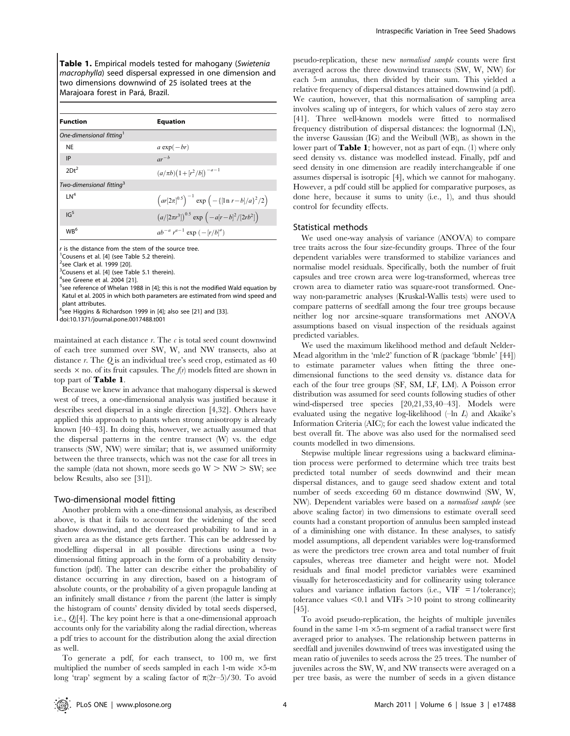**Table 1.** Empirical models tested for mahogany (*Swietenia macrophylla*) seed dispersal expressed in one dimension and two dimensions downwind of 25 isolated trees at the Marajoara forest in Pará, Brazil.

| Function | Equation |
|---|---|
| *One-dimensional fitting*[1] | |
| NE | $a\ \exp(-br)$ |
| IP | $ar^{-b}$ |
| 2Dt[2] | $(a/\pi b)\left(1+[r^2/b]\right)^{-a-1}$ |
| *Two-dimensional fitting*[3] | |
| LN[4] | $\left(ar[2\pi]^{0.5}\right)^{-1} \exp\left(-\{[\ln r - b]/a\}^2/2\right)$ |
| IG[5] | $\left(a/[2\pi r^3]\right)^{0.5} \exp\left(-a[r-b]^2/[2rb^2]\right)$ |
| WB[6] | $ab^{-a}\ r^{a-1} \exp\left(-[r/b]^a\right)$ |

$r$ is the distance from the stem of the source tree.
[1]Cousens et al. [4] (see Table 5.2 therein).
[2]see Clark et al. 1999 [20].
[3]Cousens et al. [4] (see Table 5.1 therein).
[4]see Greene et al. 2004 [21].
[5]see reference of Whelan 1988 in [4]; this is not the modified Wald equation by Katul et al. 2005 in which both parameters are estimated from wind speed and plant attributes.
[6]see Higgins & Richardson 1999 in [4]; also see [21] and [33].
doi:10.1371/journal.pone.0017488.t001

maintained at each distance $r$. The $c$ is total seed count downwind of each tree summed over SW, W, and NW transects, also at distance $r$. The $Q$ is an individual tree's seed crop, estimated as 40 seeds × no. of its fruit capsules. The $f(r)$ models fitted are shown in top part of **Table 1**.

Because we knew in advance that mahogany dispersal is skewed west of trees, a one-dimensional analysis was justified because it describes seed dispersal in a single direction [4,32]. Others have applied this approach to plants when strong anisotropy is already known [40–43]. In doing this, however, we actually assumed that the dispersal patterns in the centre transect (W) vs. the edge transects (SW, NW) were similar; that is, we assumed uniformity between the three transects, which was not the case for all trees in the sample (data not shown, more seeds go W > NW > SW; see below Results, also see [31]).

## Two-dimensional model fitting

Another problem with a one-dimensional analysis, as described above, is that it fails to account for the widening of the seed shadow downwind, and the decreased probability to land in a given area as the distance gets farther. This can be addressed by modelling dispersal in all possible directions using a two-dimensional fitting approach in the form of a probability density function (pdf). The latter can describe either the probability of distance occurring in any direction, based on a histogram of absolute counts, or the probability of a given propagule landing at an infinitely small distance $r$ from the parent (the latter is simply the histogram of counts' density divided by total seeds dispersed, i.e., $Q$)[4]. The key point here is that a one-dimensional approach accounts only for the variability along the radial direction, whereas a pdf tries to account for the distribution along the axial direction as well.

To generate a pdf, for each transect, to 100 m, we first multiplied the number of seeds sampled in each 1-m wide ×5-m long 'trap' segment by a scaling factor of $\pi(2r\text{–}5)/30$. To avoid pseudo-replication, these new *normalised sample* counts were first averaged across the three downwind transects (SW, W, NW) for each 5-m annulus, then divided by their sum. This yielded a relative frequency of dispersal distances attained downwind (a pdf). We caution, however, that this normalisation of sampling area involves scaling up of integers, for which values of zero stay zero [41]. Three well-known models were fitted to normalised frequency distribution of dispersal distances: the lognormal (LN), the inverse Gaussian (IG) and the Weibull (WB), as shown in the lower part of **Table 1**; however, not as part of eqn. (1) where only seed density vs. distance was modelled instead. Finally, pdf and seed density in one dimension are readily interchangeable if one assumes dispersal is isotropic [4], which we cannot for mahogany. However, a pdf could still be applied for comparative purposes, as done here, because it sums to unity (i.e., 1), and thus should control for fecundity effects.

## Statistical methods

We used one-way analysis of variance (ANOVA) to compare tree traits across the four size-fecundity groups. Three of the four dependent variables were transformed to stabilize variances and normalise model residuals. Specifically, both the number of fruit capsules and tree crown area were log-transformed, whereas tree crown area to diameter ratio was square-root transformed. One-way non-parametric analyses (Kruskal-Wallis tests) were used to compare patterns of seedfall among the four tree groups because neither log nor arcsine-square transformations met ANOVA assumptions based on visual inspection of the residuals against predicted variables.

We used the maximum likelihood method and default Nelder-Mead algorithm in the 'mle2' function of R (package 'bbmle' [44]) to estimate parameter values when fitting the three one-dimensional functions to the seed density vs. distance data for each of the four tree groups (SF, SM, LF, LM). A Poisson error distribution was assumed for seed counts following studies of other wind-dispersed tree species [20,21,33,40–43]. Models were evaluated using the negative log-likelihood ($-\ln L$) and Akaike's Information Criteria (AIC); for each the lowest value indicated the best overall fit. The above was also used for the normalised seed counts modelled in two dimensions.

Stepwise multiple linear regressions using a backward elimination process were performed to determine which tree traits best predicted total number of seeds downwind and their mean dispersal distances, and to gauge seed shadow extent and total number of seeds exceeding 60 m distance downwind (SW, W, NW). Dependent variables were based on a *normalised sample* (see above scaling factor) in two dimensions to estimate overall seed counts had a constant proportion of annulus been sampled instead of a diminishing one with distance. In these analyses, to satisfy model assumptions, all dependent variables were log-transformed as were the predictors tree crown area and total number of fruit capsules, whereas tree diameter and height were not. Model residuals and final model predictor variables were examined visually for heteroscedasticity and for collinearity using tolerance values and variance inflation factors (i.e., VIF = 1/tolerance); tolerance values <0.1 and VIFs >10 point to strong collinearity [45].

To avoid pseudo-replication, the heights of multiple juveniles found in the same 1-m ×5-m segment of a radial transect were first averaged prior to analyses. The relationship between patterns in seedfall and juveniles downwind of trees was investigated using the mean ratio of juveniles to seeds across the 25 trees. The number of juveniles across the SW, W, and NW transects were averaged on a per tree basis, as were the number of seeds in a given distance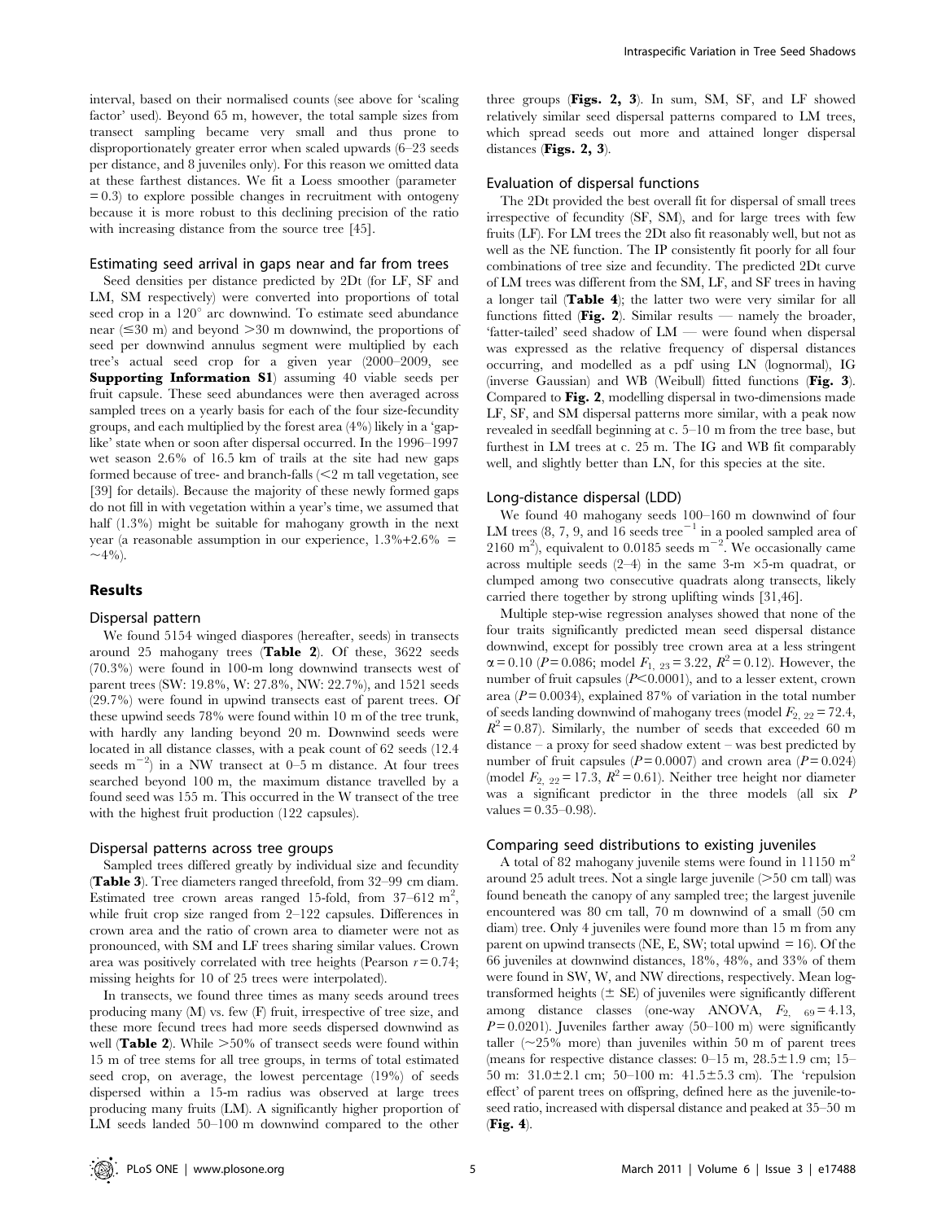interval, based on their normalised counts (see above for 'scaling factor' used). Beyond 65 m, however, the total sample sizes from transect sampling became very small and thus prone to disproportionately greater error when scaled upwards (6–23 seeds per distance, and 8 juveniles only). For this reason we omitted data at these farthest distances. We fit a Loess smoother (parameter $= 0.3$) to explore possible changes in recruitment with ontogeny because it is more robust to this declining precision of the ratio with increasing distance from the source tree [45].

### Estimating seed arrival in gaps near and far from trees

Seed densities per distance predicted by 2Dt (for LF, SF and LM, SM respectively) were converted into proportions of total seed crop in a 120° arc downwind. To estimate seed abundance near ($\leq$30 m) and beyond >30 m downwind, the proportions of seed per downwind annulus segment were multiplied by each tree's actual seed crop for a given year (2000–2009, see **Supporting Information S1**) assuming 40 viable seeds per fruit capsule. These seed abundances were then averaged across sampled trees on a yearly basis for each of the four size-fecundity groups, and each multiplied by the forest area (4%) likely in a 'gap-like' state when or soon after dispersal occurred. In the 1996–1997 wet season 2.6% of 16.5 km of trails at the site had new gaps formed because of tree- and branch-falls (<2 m tall vegetation, see [39] for details). Because the majority of these newly formed gaps do not fill in with vegetation within a year's time, we assumed that half (1.3%) might be suitable for mahogany growth in the next year (a reasonable assumption in our experience, 1.3%+2.6% = ~4%).

## Results

### Dispersal pattern

We found 5154 winged diaspores (hereafter, seeds) in transects around 25 mahogany trees (**Table 2**). Of these, 3622 seeds (70.3%) were found in 100-m long downwind transects west of parent trees (SW: 19.8%, W: 27.8%, NW: 22.7%), and 1521 seeds (29.7%) were found in upwind transects east of parent trees. Of these upwind seeds 78% were found within 10 m of the tree trunk, with hardly any landing beyond 20 m. Downwind seeds were located in all distance classes, with a peak count of 62 seeds (12.4 seeds $m^{-2}$) in a NW transect at 0–5 m distance. At four trees searched beyond 100 m, the maximum distance travelled by a found seed was 155 m. This occurred in the W transect of the tree with the highest fruit production (122 capsules).

### Dispersal patterns across tree groups

Sampled trees differed greatly by individual size and fecundity (**Table 3**). Tree diameters ranged threefold, from 32–99 cm diam. Estimated tree crown areas ranged 15-fold, from 37–612 $m^2$, while fruit crop size ranged from 2–122 capsules. Differences in crown area and the ratio of crown area to diameter were not as pronounced, with SM and LF trees sharing similar values. Crown area was positively correlated with tree heights (Pearson $r = 0.74$; missing heights for 10 of 25 trees were interpolated).

In transects, we found three times as many seeds around trees producing many (M) vs. few (F) fruit, irrespective of tree size, and these more fecund trees had more seeds dispersed downwind as well (**Table 2**). While >50% of transect seeds were found within 15 m of tree stems for all tree groups, in terms of total estimated seed crop, on average, the lowest percentage (19%) of seeds dispersed within a 15-m radius was observed at large trees producing many fruits (LM). A significantly higher proportion of LM seeds landed 50–100 m downwind compared to the other three groups (**Figs. 2, 3**). In sum, SM, SF, and LF showed relatively similar seed dispersal patterns compared to LM trees, which spread seeds out more and attained longer dispersal distances (**Figs. 2, 3**).

### Evaluation of dispersal functions

The 2Dt provided the best overall fit for dispersal of small trees irrespective of fecundity (SF, SM), and for large trees with few fruits (LF). For LM trees the 2Dt also fit reasonably well, but not as well as the NE function. The IP consistently fit poorly for all four combinations of tree size and fecundity. The predicted 2Dt curve of LM trees was different from the SM, LF, and SF trees in having a longer tail (**Table 4**); the latter two were very similar for all functions fitted (**Fig. 2**). Similar results — namely the broader, 'fatter-tailed' seed shadow of LM — were found when dispersal was expressed as the relative frequency of dispersal distances occurring, and modelled as a pdf using LN (lognormal), IG (inverse Gaussian) and WB (Weibull) fitted functions (**Fig. 3**). Compared to **Fig. 2**, modelling dispersal in two-dimensions made LF, SF, and SM dispersal patterns more similar, with a peak now revealed in seedfall beginning at c. 5–10 m from the tree base, but furthest in LM trees at c. 25 m. The IG and WB fit comparably well, and slightly better than LN, for this species at the site.

### Long-distance dispersal (LDD)

We found 40 mahogany seeds 100–160 m downwind of four LM trees (8, 7, 9, and 16 seeds $tree^{-1}$ in a pooled sampled area of 2160 $m^2$), equivalent to 0.0185 seeds $m^{-2}$. We occasionally came across multiple seeds (2–4) in the same 3-m ×5-m quadrat, or clumped among two consecutive quadrats along transects, likely carried there together by strong uplifting winds [31,46].

Multiple step-wise regression analyses showed that none of the four traits significantly predicted mean seed dispersal distance downwind, except for possibly tree crown area at a less stringent $\alpha = 0.10$ ($P = 0.086$; model $F_{1,\ 23} = 3.22$, $R^2 = 0.12$). However, the number of fruit capsules ($P<0.0001$), and to a lesser extent, crown area ($P = 0.0034$), explained 87% of variation in the total number of seeds landing downwind of mahogany trees (model $F_{2,\ 22} = 72.4$, $R^2 = 0.87$). Similarly, the number of seeds that exceeded 60 m distance – a proxy for seed shadow extent – was best predicted by number of fruit capsules ($P = 0.0007$) and crown area ($P = 0.024$) (model $F_{2,\ 22} = 17.3$, $R^2 = 0.61$). Neither tree height nor diameter was a significant predictor in the three models (all six $P$ values = 0.35–0.98).

### Comparing seed distributions to existing juveniles

A total of 82 mahogany juvenile stems were found in 11150 $m^2$ around 25 adult trees. Not a single large juvenile (>50 cm tall) was found beneath the canopy of any sampled tree; the largest juvenile encountered was 80 cm tall, 70 m downwind of a small (50 cm diam) tree. Only 4 juveniles were found more than 15 m from any parent on upwind transects (NE, E, SW; total upwind = 16). Of the 66 juveniles at downwind distances, 18%, 48%, and 33% of them were found in SW, W, and NW directions, respectively. Mean log-transformed heights (± SE) of juveniles were significantly different among distance classes (one-way ANOVA, $F_{2,\ 69} = 4.13$, $P = 0.0201$). Juveniles farther away (50–100 m) were significantly taller (~25% more) than juveniles within 50 m of parent trees (means for respective distance classes: 0–15 m, 28.5±1.9 cm; 15–50 m: 31.0±2.1 cm; 50–100 m: 41.5±5.3 cm). The 'repulsion effect' of parent trees on offspring, defined here as the juvenile-to-seed ratio, increased with dispersal distance and peaked at 35–50 m (**Fig. 4**).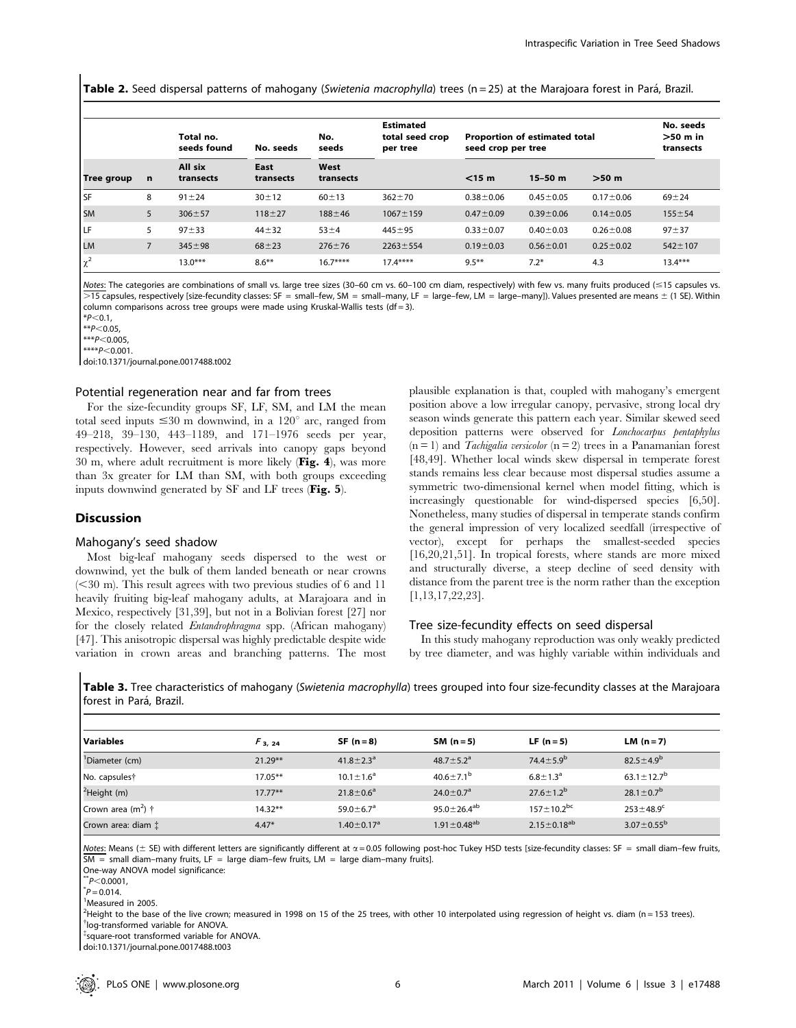**Table 2.** Seed dispersal patterns of mahogany (*Swietenia macrophylla*) trees (n = 25) at the Marajoara forest in Pará, Brazil.

| | | Total no. seeds found | No. seeds | No. seeds | Estimated total seed crop per tree | Proportion of estimated total seed crop per tree | | | No. seeds >50 m in transects |
|---|---|---|---|---|---|---|---|---|---|
| Tree group | n | All six transects | East transects | West transects | | <15 m | 15–50 m | >50 m | |
| SF | 8 | 91±24 | 30±12 | 60±13 | 362±70 | 0.38±0.06 | 0.45±0.05 | 0.17±0.06 | 69±24 |
| SM | 5 | 306±57 | 118±27 | 188±46 | 1067±159 | 0.47±0.09 | 0.39±0.06 | 0.14±0.05 | 155±54 |
| LF | 5 | 97±33 | 44±32 | 53±4 | 445±95 | 0.33±0.07 | 0.40±0.03 | 0.26±0.08 | 97±37 |
| LM | 7 | 345±98 | 68±23 | 276±76 | 2263±554 | 0.19±0.03 | 0.56±0.01 | 0.25±0.02 | 542±107 |
| $\chi^2$ | | 13.0*** | 8.6** | 16.7**** | 17.4**** | 9.5** | 7.2* | 4.3 | 13.4*** |

Notes: The categories are combinations of small vs. large tree sizes (30–60 cm vs. 60–100 cm diam, respectively) with few vs. many fruits produced (≤15 capsules vs. >15 capsules, respectively [size-fecundity classes: SF = small–few, SM = small–many, LF = large–few, LM = large–many]). Values presented are means ± (1 SE). Within column comparisons across tree groups were made using Kruskal-Wallis tests (df = 3).

*$P<0.1$,

**$P<0.05$,

***$P<0.005$,

****$P<0.001$.

doi:10.1371/journal.pone.0017488.t002

### Potential regeneration near and far from trees

For the size-fecundity groups SF, LF, SM, and LM the mean total seed inputs ≤30 m downwind, in a 120° arc, ranged from 49–218, 39–130, 443–1189, and 171–1976 seeds per year, respectively. However, seed arrivals into canopy gaps beyond 30 m, where adult recruitment is more likely (**Fig. 4**), was more than 3x greater for LM than SM, with both groups exceeding inputs downwind generated by SF and LF trees (**Fig. 5**).

## Discussion

### Mahogany's seed shadow

Most big-leaf mahogany seeds dispersed to the west or downwind, yet the bulk of them landed beneath or near crowns (<30 m). This result agrees with two previous studies of 6 and 11 heavily fruiting big-leaf mahogany adults, at Marajoara and in Mexico, respectively [31,39], but not in a Bolivian forest [27] nor for the closely related *Entandrophragma* spp. (African mahogany) [47]. This anisotropic dispersal was highly predictable despite wide variation in crown areas and branching patterns. The most plausible explanation is that, coupled with mahogany's emergent position above a low irregular canopy, pervasive, strong local dry season winds generate this pattern each year. Similar skewed seed deposition patterns were observed for *Lonchocarpus pentaphylus* (n = 1) and *Tachigalia versicolor* (n = 2) trees in a Panamanian forest [48,49]. Whether local winds skew dispersal in temperate forest stands remains less clear because most dispersal studies assume a symmetric two-dimensional kernel when model fitting, which is increasingly questionable for wind-dispersed species [6,50]. Nonetheless, many studies of dispersal in temperate stands confirm the general impression of very localized seedfall (irrespective of vector), except for perhaps the smallest-seeded species [16,20,21,51]. In tropical forests, where stands are more mixed and structurally diverse, a steep decline of seed density with distance from the parent tree is the norm rather than the exception [1,13,17,22,23].

### Tree size-fecundity effects on seed dispersal

In this study mahogany reproduction was only weakly predicted by tree diameter, and was highly variable within individuals and

**Table 3.** Tree characteristics of mahogany (*Swietenia macrophylla*) trees grouped into four size-fecundity classes at the Marajoara forest in Pará, Brazil.

| Variables | $F_{3,\ 24}$ | SF (n = 8) | SM (n = 5) | LF (n = 5) | LM (n = 7) |
|---|---|---|---|---|---|
| [1]Diameter (cm) | 21.29** | $41.8\pm2.3^{a}$ | $48.7\pm5.2^{a}$ | $74.4\pm5.9^{b}$ | $82.5\pm4.9^{b}$ |
| No. capsules† | 17.05** | $10.1\pm1.6^{a}$ | $40.6\pm7.1^{b}$ | $6.8\pm1.3^{a}$ | $63.1\pm12.7^{b}$ |
| [2]Height (m) | 17.77** | $21.8\pm0.6^{a}$ | $24.0\pm0.7^{a}$ | $27.6\pm1.2^{b}$ | $28.1\pm0.7^{b}$ |
| Crown area ($m^2$) † | 14.32** | $59.0\pm6.7^{a}$ | $95.0\pm26.4^{ab}$ | $157\pm10.2^{bc}$ | $253\pm48.9^{c}$ |
| Crown area: diam ‡ | 4.47* | $1.40\pm0.17^{a}$ | $1.91\pm0.48^{ab}$ | $2.15\pm0.18^{ab}$ | $3.07\pm0.55^{b}$ |

Notes: Means (± SE) with different letters are significantly different at $\alpha = 0.05$ following post-hoc Tukey HSD tests [size-fecundity classes: SF = small diam–few fruits, SM = small diam–many fruits, LF = large diam–few fruits, LM = large diam–many fruits].

One-way ANOVA model significance:

**$P<0.0001$,

*$P = 0.014$.

[1]Measured in 2005.

[2]Height to the base of the live crown; measured in 1998 on 15 of the 25 trees, with other 10 interpolated using regression of height vs. diam (n = 153 trees).

†log-transformed variable for ANOVA.

‡square-root transformed variable for ANOVA.

doi:10.1371/journal.pone.0017488.t003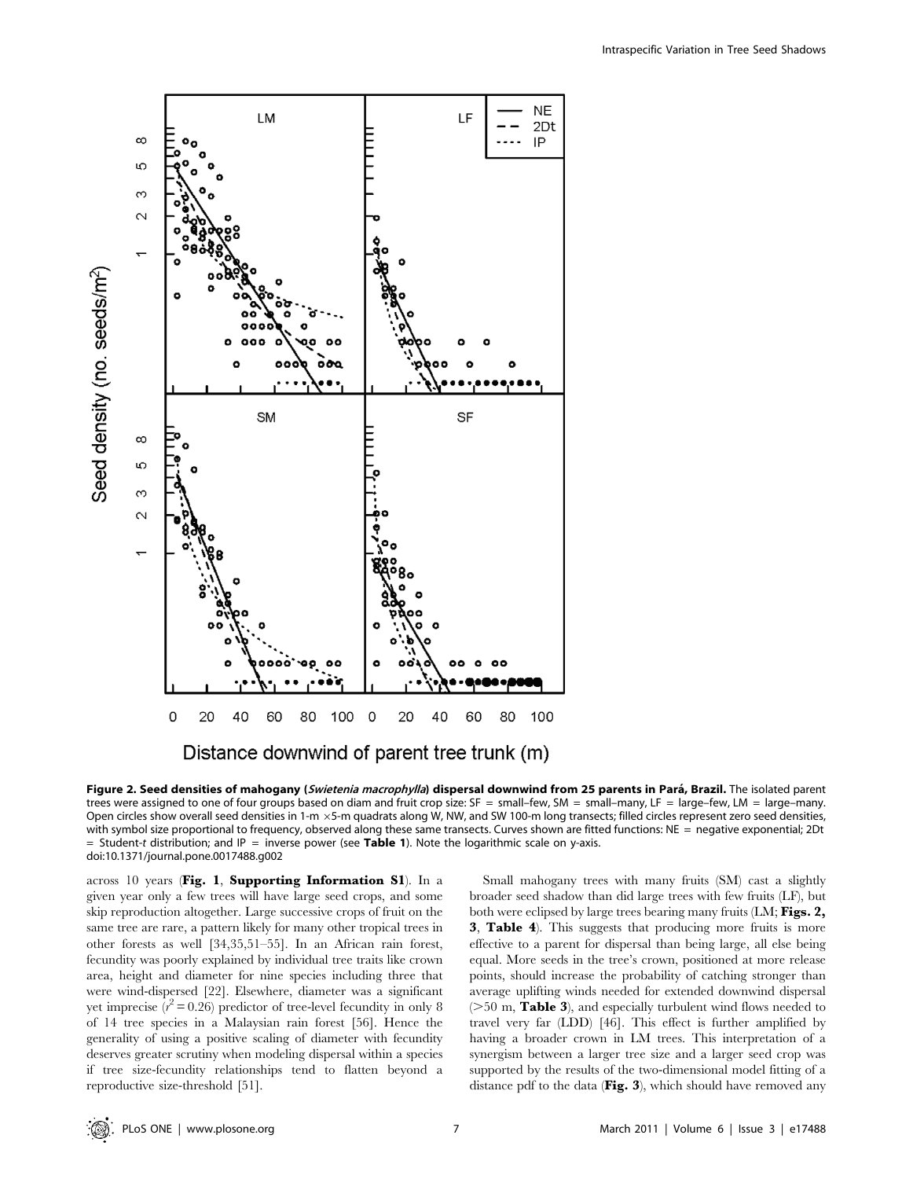LM

LF

NE
2Dt
IP

SM

SF

Seed density (no. seeds/m²)

8
5
3
2
1

0 20 40 60 80 100 0 20 40 60 80 100

Distance downwind of parent tree trunk (m)

**Figure 2. Seed densities of mahogany (*Swietenia macrophylla*) dispersal downwind from 25 parents in Pará, Brazil.** The isolated parent trees were assigned to one of four groups based on diam and fruit crop size: SF = small–few, SM = small–many, LF = large–few, LM = large–many. Open circles show overall seed densities in 1-m ×5-m quadrats along W, NW, and SW 100-m long transects; filled circles represent zero seed densities, with symbol size proportional to frequency, observed along these same transects. Curves shown are fitted functions: NE = negative exponential; 2Dt = Student-*t* distribution; and IP = inverse power (see **Table 1**). Note the logarithmic scale on y-axis.
doi:10.1371/journal.pone.0017488.g002

across 10 years (**Fig. 1**, **Supporting Information S1**). In a given year only a few trees will have large seed crops, and some skip reproduction altogether. Large successive crops of fruit on the same tree are rare, a pattern likely for many other tropical trees in other forests as well [34,35,51–55]. In an African rain forest, fecundity was poorly explained by individual tree traits like crown area, height and diameter for nine species including three that were wind-dispersed [22]. Elsewhere, diameter was a significant yet imprecise ($r^2 = 0.26$) predictor of tree-level fecundity in only 8 of 14 tree species in a Malaysian rain forest [56]. Hence the generality of using a positive scaling of diameter with fecundity deserves greater scrutiny when modeling dispersal within a species if tree size-fecundity relationships tend to flatten beyond a reproductive size-threshold [51].

Small mahogany trees with many fruits (SM) cast a slightly broader seed shadow than did large trees with few fruits (LF), but both were eclipsed by large trees bearing many fruits (LM; **Figs. 2, 3**, **Table 4**). This suggests that producing more fruits is more effective to a parent for dispersal than being large, all else being equal. More seeds in the tree's crown, positioned at more release points, should increase the probability of catching stronger than average uplifting winds needed for extended downwind dispersal (>50 m, **Table 3**), and especially turbulent wind flows needed to travel very far (LDD) [46]. This effect is further amplified by having a broader crown in LM trees. This interpretation of a synergism between a larger tree size and a larger seed crop was supported by the results of the two-dimensional model fitting of a distance pdf to the data (**Fig. 3**), which should have removed any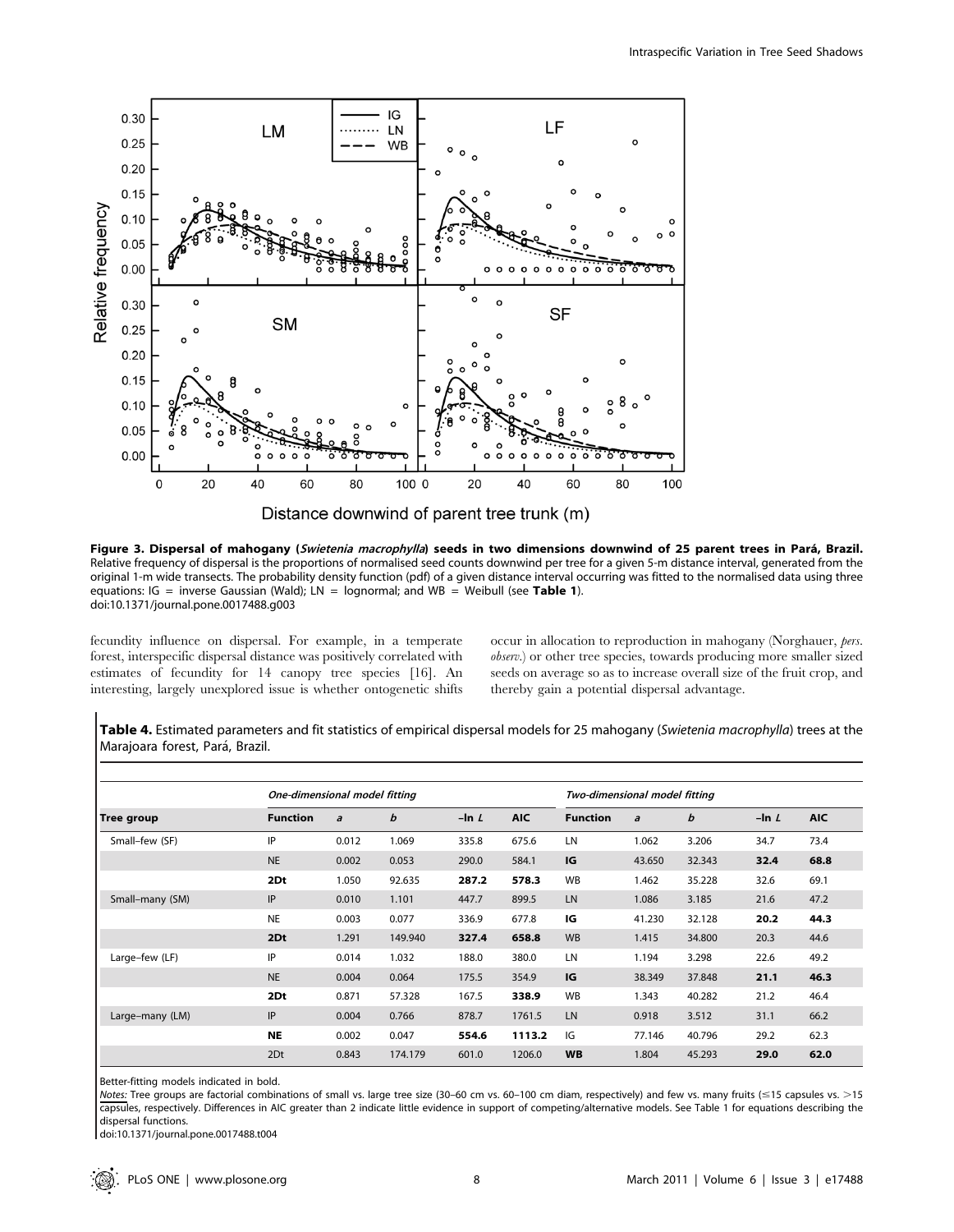LM

LF

SM

SF

IG

LN

WB

Relative frequency

0.30

0.25

0.20

0.15

0.10

0.05

0.00

0

20

40

60

80

100

Distance downwind of parent tree trunk (m)

**Figure 3. Dispersal of mahogany (*Swietenia macrophylla*) seeds in two dimensions downwind of 25 parent trees in Pará, Brazil.** Relative frequency of dispersal is the proportions of normalised seed counts downwind per tree for a given 5-m distance interval, generated from the original 1-m wide transects. The probability density function (pdf) of a given distance interval occurring was fitted to the normalised data using three equations: IG = inverse Gaussian (Wald); LN = lognormal; and WB = Weibull (see **Table 1**).
doi:10.1371/journal.pone.0017488.g003

fecundity influence on dispersal. For example, in a temperate forest, interspecific dispersal distance was positively correlated with estimates of fecundity for 14 canopy tree species [16]. An interesting, largely unexplored issue is whether ontogenetic shifts occur in allocation to reproduction in mahogany (Norghauer, *pers. observ.*) or other tree species, towards producing more smaller sized seeds on average so as to increase overall size of the fruit crop, and thereby gain a potential dispersal advantage.

**Table 4.** Estimated parameters and fit statistics of empirical dispersal models for 25 mahogany (*Swietenia macrophylla*) trees at the Marajoara forest, Pará, Brazil.

| | *One-dimensional model fitting* | | | | | *Two-dimensional model fitting* | | | | |
|---|---|---|---|---|---|---|---|---|---|---|
| **Tree group** | **Function** | ***a*** | ***b*** | **–ln *L*** | **AIC** | **Function** | ***a*** | ***b*** | **–ln *L*** | **AIC** |
| Small–few (SF) | IP | 0.012 | 1.069 | 335.8 | 675.6 | LN | 1.062 | 3.206 | 34.7 | 73.4 |
| | NE | 0.002 | 0.053 | 290.0 | 584.1 | **IG** | 43.650 | 32.343 | **32.4** | **68.8** |
| | **2Dt** | 1.050 | 92.635 | **287.2** | **578.3** | WB | 1.462 | 35.228 | 32.6 | 69.1 |
| Small–many (SM) | IP | 0.010 | 1.101 | 447.7 | 899.5 | LN | 1.086 | 3.185 | 21.6 | 47.2 |
| | NE | 0.003 | 0.077 | 336.9 | 677.8 | **IG** | 41.230 | 32.128 | **20.2** | **44.3** |
| | **2Dt** | 1.291 | 149.940 | **327.4** | **658.8** | WB | 1.415 | 34.800 | 20.3 | 44.6 |
| Large–few (LF) | IP | 0.014 | 1.032 | 188.0 | 380.0 | LN | 1.194 | 3.298 | 22.6 | 49.2 |
| | NE | 0.004 | 0.064 | 175.5 | 354.9 | **IG** | 38.349 | 37.848 | **21.1** | **46.3** |
| | **2Dt** | 0.871 | 57.328 | 167.5 | **338.9** | WB | 1.343 | 40.282 | 21.2 | 46.4 |
| Large–many (LM) | IP | 0.004 | 0.766 | 878.7 | 1761.5 | LN | 0.918 | 3.512 | 31.1 | 66.2 |
| | **NE** | 0.002 | 0.047 | **554.6** | **1113.2** | IG | 77.146 | 40.796 | 29.2 | 62.3 |
| | 2Dt | 0.843 | 174.179 | 601.0 | 1206.0 | **WB** | 1.804 | 45.293 | **29.0** | **62.0** |

Better-fitting models indicated in bold.

*Notes:* Tree groups are factorial combinations of small vs. large tree size (30–60 cm vs. 60–100 cm diam, respectively) and few vs. many fruits (≤15 capsules vs. >15 capsules, respectively. Differences in AIC greater than 2 indicate little evidence in support of competing/alternative models. See Table 1 for equations describing the dispersal functions.
doi:10.1371/journal.pone.0017488.t004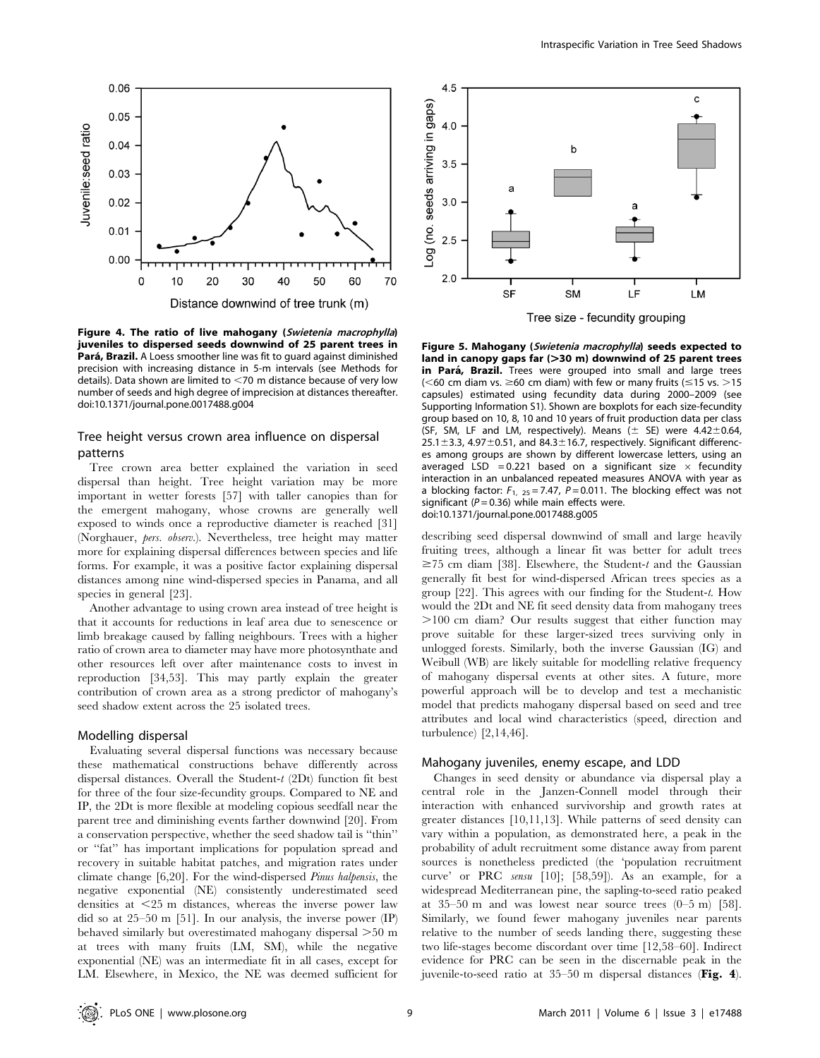Juvenile:seed ratio

0.06
0.05
0.04
0.03
0.02
0.01
0.00

0 10 20 30 40 50 60 70

Distance downwind of tree trunk (m)

**Figure 4. The ratio of live mahogany (*Swietenia macrophylla*) juveniles to dispersed seeds downwind of 25 parent trees in Pará, Brazil.** A Loess smoother line was fit to guard against diminished precision with increasing distance in 5-m intervals (see Methods for details). Data shown are limited to <70 m distance because of very low number of seeds and high degree of imprecision at distances thereafter.
doi:10.1371/journal.pone.0017488.g004

Log (no. seeds arriving in gaps)

4.5
4.0
3.5
3.0
2.5
2.0

a b a c

SF SM LF LM

Tree size - fecundity grouping

**Figure 5. Mahogany (*Swietenia macrophylla*) seeds expected to land in canopy gaps far (>30 m) downwind of 25 parent trees in Pará, Brazil.** Trees were grouped into small and large trees (<60 cm diam vs. ≥60 cm diam) with few or many fruits (≤15 vs. >15 capsules) estimated using fecundity data during 2000–2009 (see Supporting Information S1). Shown are boxplots for each size-fecundity group based on 10, 8, 10 and 10 years of fruit production data per class (SF, SM, LF and LM, respectively). Means (± SE) were 4.42±0.64, 25.1±3.3, 4.97±0.51, and 84.3±16.7, respectively. Significant differences among groups are shown by different lowercase letters, using an averaged LSD = 0.221 based on a significant size × fecundity interaction in an unbalanced repeated measures ANOVA with year as a blocking factor: $F_{1,\ 25} = 7.47$, $P = 0.011$. The blocking effect was not significant ($P = 0.36$) while main effects were.
doi:10.1371/journal.pone.0017488.g005

### Tree height versus crown area influence on dispersal patterns

Tree crown area better explained the variation in seed dispersal than height. Tree height variation may be more important in wetter forests [57] with taller canopies than for the emergent mahogany, whose crowns are generally well exposed to winds once a reproductive diameter is reached [31] (Norghauer, *pers. observ.*). Nevertheless, tree height may matter more for explaining dispersal differences between species and life forms. For example, it was a positive factor explaining dispersal distances among nine wind-dispersed species in Panama, and all species in general [23].

Another advantage to using crown area instead of tree height is that it accounts for reductions in leaf area due to senescence or limb breakage caused by falling neighbours. Trees with a higher ratio of crown area to diameter may have more photosynthate and other resources left over after maintenance costs to invest in reproduction [34,53]. This may partly explain the greater contribution of crown area as a strong predictor of mahogany's seed shadow extent across the 25 isolated trees.

### Modelling dispersal

Evaluating several dispersal functions was necessary because these mathematical constructions behave differently across dispersal distances. Overall the Student-*t* (2Dt) function fit best for three of the four size-fecundity groups. Compared to NE and IP, the 2Dt is more flexible at modeling copious seedfall near the parent tree and diminishing events farther downwind [20]. From a conservation perspective, whether the seed shadow tail is "thin" or "fat" has important implications for population spread and recovery in suitable habitat patches, and migration rates under climate change [6,20]. For the wind-dispersed *Pinus halpensis*, the negative exponential (NE) consistently underestimated seed densities at <25 m distances, whereas the inverse power law did so at 25–50 m [51]. In our analysis, the inverse power (IP) behaved similarly but overestimated mahogany dispersal >50 m at trees with many fruits (LM, SM), while the negative exponential (NE) was an intermediate fit in all cases, except for LM. Elsewhere, in Mexico, the NE was deemed sufficient for describing seed dispersal downwind of small and large heavily fruiting trees, although a linear fit was better for adult trees ≥75 cm diam [38]. Elsewhere, the Student-*t* and the Gaussian generally fit best for wind-dispersed African trees species as a group [22]. This agrees with our finding for the Student-*t*. How would the 2Dt and NE fit seed density data from mahogany trees >100 cm diam? Our results suggest that either function may prove suitable for these larger-sized trees surviving only in unlogged forests. Similarly, both the inverse Gaussian (IG) and Weibull (WB) are likely suitable for modelling relative frequency of mahogany dispersal events at other sites. A future, more powerful approach will be to develop and test a mechanistic model that predicts mahogany dispersal based on seed and tree attributes and local wind characteristics (speed, direction and turbulence) [2,14,46].

### Mahogany juveniles, enemy escape, and LDD

Changes in seed density or abundance via dispersal play a central role in the Janzen-Connell model through their interaction with enhanced survivorship and growth rates at greater distances [10,11,13]. While patterns of seed density can vary within a population, as demonstrated here, a peak in the probability of adult recruitment some distance away from parent sources is nonetheless predicted (the 'population recruitment curve' or PRC *sensu* [10]; [58,59]). As an example, for a widespread Mediterranean pine, the sapling-to-seed ratio peaked at 35–50 m and was lowest near source trees (0–5 m) [58]. Similarly, we found fewer mahogany juveniles near parents relative to the number of seeds landing there, suggesting these two life-stages become discordant over time [12,58–60]. Indirect evidence for PRC can be seen in the discernable peak in the juvenile-to-seed ratio at 35–50 m dispersal distances (**Fig. 4**).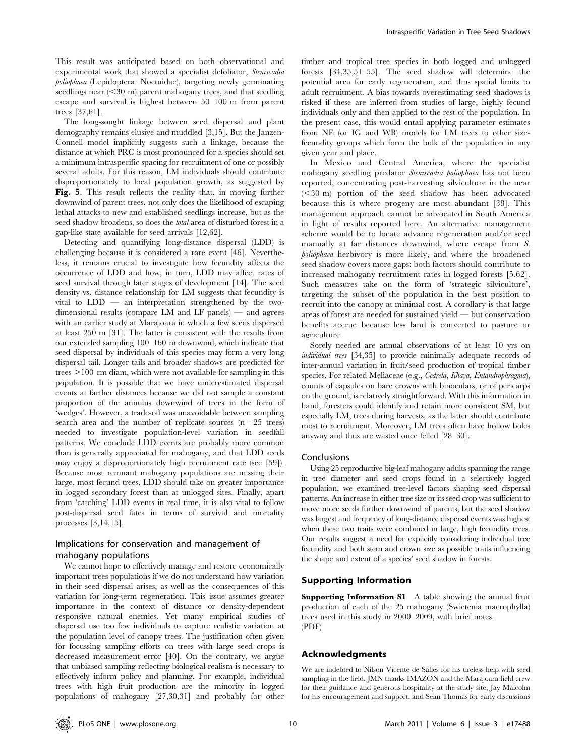This result was anticipated based on both observational and experimental work that showed a specialist defoliator, *Steniscadia poliophaea* (Lepidoptera: Noctuidae), targeting newly germinating seedlings near (<30 m) parent mahogany trees, and that seedling escape and survival is highest between 50–100 m from parent trees [37,61].

The long-sought linkage between seed dispersal and plant demography remains elusive and muddled [3,15]. But the Janzen-Connell model implicitly suggests such a linkage, because the distance at which PRC is most pronounced for a species should set a minimum intraspecific spacing for recruitment of one or possibly several adults. For this reason, LM individuals should contribute disproportionately to local population growth, as suggested by **Fig. 5**. This result reflects the reality that, in moving further downwind of parent trees, not only does the likelihood of escaping lethal attacks to new and established seedlings increase, but as the seed shadow broadens, so does the *total* area of disturbed forest in a gap-like state available for seed arrivals [12,62].

Detecting and quantifying long-distance dispersal (LDD) is challenging because it is considered a rare event [46]. Nevertheless, it remains crucial to investigate how fecundity affects the occurrence of LDD and how, in turn, LDD may affect rates of seed survival through later stages of development [14]. The seed density vs. distance relationship for LM suggests that fecundity is vital to LDD — an interpretation strengthened by the two-dimensional results (compare LM and LF panels) — and agrees with an earlier study at Marajoara in which a few seeds dispersed at least 250 m [31]. The latter is consistent with the results from our extended sampling 100–160 m downwind, which indicate that seed dispersal by individuals of this species may form a very long dispersal tail. Longer tails and broader shadows are predicted for trees >100 cm diam, which were not available for sampling in this population. It is possible that we have underestimated dispersal events at farther distances because we did not sample a constant proportion of the annulus downwind of trees in the form of 'wedges'. However, a trade-off was unavoidable between sampling search area and the number of replicate sources (n = 25 trees) needed to investigate population-level variation in seedfall patterns. We conclude LDD events are probably more common than is generally appreciated for mahogany, and that LDD seeds may enjoy a disproportionately high recruitment rate (see [59]). Because most remnant mahogany populations are missing their large, most fecund trees, LDD should take on greater importance in logged secondary forest than at unlogged sites. Finally, apart from 'catching' LDD events in real time, it is also vital to follow post-dispersal seed fates in terms of survival and mortality processes [3,14,15].

## Implications for conservation and management of mahogany populations

We cannot hope to effectively manage and restore economically important trees populations if we do not understand how variation in their seed dispersal arises, as well as the consequences of this variation for long-term regeneration. This issue assumes greater importance in the context of distance or density-dependent responsive natural enemies. Yet many empirical studies of dispersal use too few individuals to capture realistic variation at the population level of canopy trees. The justification often given for focussing sampling efforts on trees with large seed crops is decreased measurement error [40]. On the contrary, we argue that unbiased sampling reflecting biological realism is necessary to effectively inform policy and planning. For example, individual trees with high fruit production are the minority in logged populations of mahogany [27,30,31] and probably for other timber and tropical tree species in both logged and unlogged forests [34,35,51–55]. The seed shadow will determine the potential area for early regeneration, and thus spatial limits to adult recruitment. A bias towards overestimating seed shadows is risked if these are inferred from studies of large, highly fecund individuals only and then applied to the rest of the population. In the present case, this would entail applying parameter estimates from NE (or IG and WB) models for LM trees to other size-fecundity groups which form the bulk of the population in any given year and place.

In Mexico and Central America, where the specialist mahogany seedling predator *Steniscadia poliophaea* has not been reported, concentrating post-harvesting silviculture in the near (<30 m) portion of the seed shadow has been advocated because this is where progeny are most abundant [38]. This management approach cannot be advocated in South America in light of results reported here. An alternative management scheme would be to locate advance regeneration and/or seed manually at far distances downwind, where escape from *S. poliophaea* herbivory is more likely, and where the broadened seed shadow covers more gaps: both factors should contribute to increased mahogany recruitment rates in logged forests [5,62]. Such measures take on the form of 'strategic silviculture', targeting the subset of the population in the best position to recruit into the canopy at minimal cost. A corollary is that large areas of forest are needed for sustained yield — but conservation benefits accrue because less land is converted to pasture or agriculture.

Sorely needed are annual observations of at least 10 yrs on *individual trees* [34,35] to provide minimally adequate records of inter-annual variation in fruit/seed production of tropical timber species. For related Meliaceae (e.g., *Cedrela*, *Khaya*, *Entandrophragma*), counts of capsules on bare crowns with binoculars, or of pericarps on the ground, is relatively straightforward. With this information in hand, foresters could identify and retain more consistent SM, but especially LM, trees during harvests, as the latter should contribute most to recruitment. Moreover, LM trees often have hollow boles anyway and thus are wasted once felled [28–30].

## Conclusions

Using 25 reproductive big-leaf mahogany adults spanning the range in tree diameter and seed crops found in a selectively logged population, we examined tree-level factors shaping seed dispersal patterns. An increase in either tree size or its seed crop was sufficient to move more seeds further downwind of parents; but the seed shadow was largest and frequency of long-distance dispersal events was highest when these two traits were combined in large, high fecundity trees. Our results suggest a need for explicitly considering individual tree fecundity and both stem and crown size as possible traits influencing the shape and extent of a species' seed shadow in forests.

# Supporting Information

**Supporting Information S1** A table showing the annual fruit production of each of the 25 mahogany (Swietenia macrophylla) trees used in this study in 2000–2009, with brief notes. (PDF)

# Acknowledgments

We are indebted to Nilson Vicente de Salles for his tireless help with seed sampling in the field. JMN thanks IMAZON and the Marajoara field crew for their guidance and generous hospitality at the study site, Jay Malcolm for his encouragement and support, and Sean Thomas for early discussions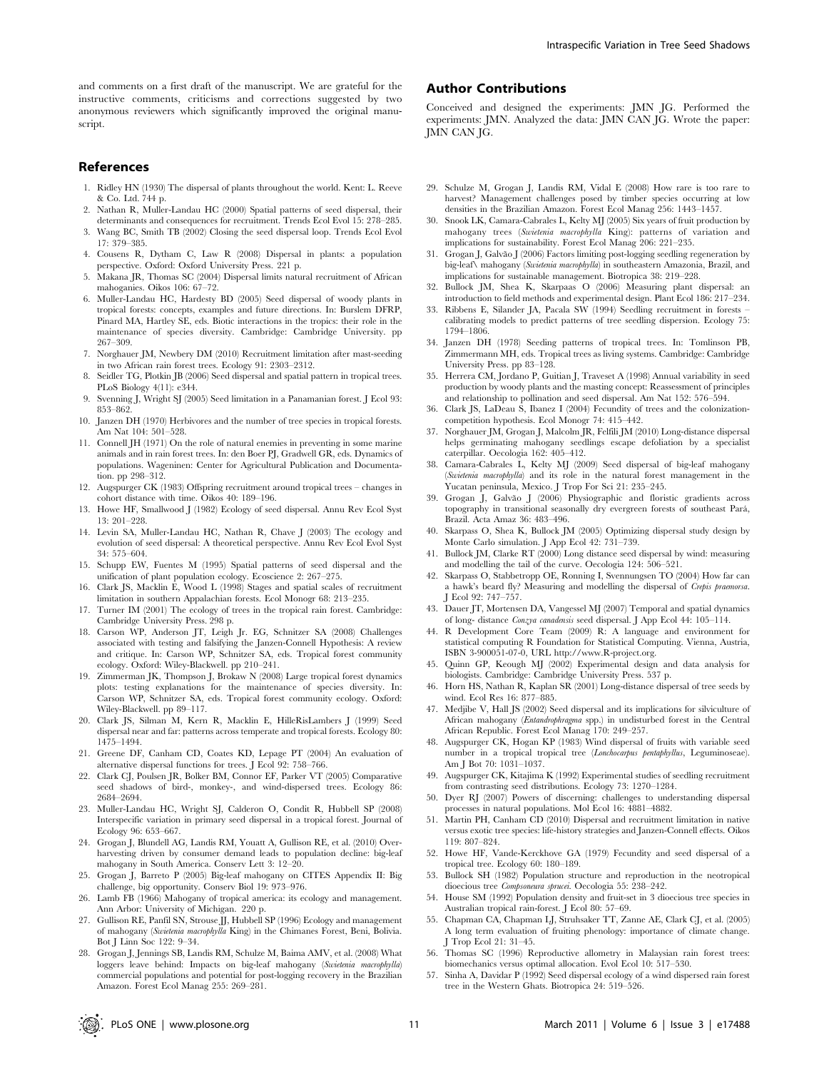and comments on a first draft of the manuscript. We are grateful for the instructive comments, criticisms and corrections suggested by two anonymous reviewers which significantly improved the original manuscript.

## Author Contributions

Conceived and designed the experiments: JMN JG. Performed the experiments: JMN. Analyzed the data: JMN CAN JG. Wrote the paper: JMN CAN JG.

## References

1. Ridley HN (1930) The dispersal of plants throughout the world. Kent: L. Reeve & Co. Ltd. 744 p.
2. Nathan R, Muller-Landau HC (2000) Spatial patterns of seed dispersal, their determinants and consequences for recruitment. Trends Ecol Evol 15: 278–285.
3. Wang BC, Smith TB (2002) Closing the seed dispersal loop. Trends Ecol Evol 17: 379–385.
4. Cousens R, Dytham C, Law R (2008) Dispersal in plants: a population perspective. Oxford: Oxford University Press. 221 p.
5. Makana JR, Thomas SC (2004) Dispersal limits natural recruitment of African mahoganies. Oikos 106: 67–72.
6. Muller-Landau HC, Hardesty BD (2005) Seed dispersal of woody plants in tropical forests: concepts, examples and future directions. In: Burslem DFRP, Pinard MA, Hartley SE, eds. Biotic interactions in the tropics: their role in the maintenance of species diversity. Cambridge: Cambridge University. pp 267–309.
7. Norghauer JM, Newbery DM (2010) Recruitment limitation after mast-seeding in two African rain forest trees. Ecology 91: 2303–2312.
8. Seidler TG, Plotkin JB (2006) Seed dispersal and spatial pattern in tropical trees. PLoS Biology 4(11): e344.
9. Svenning J, Wright SJ (2005) Seed limitation in a Panamanian forest. J Ecol 93: 853–862.
10. Janzen DH (1970) Herbivores and the number of tree species in tropical forests. Am Nat 104: 501–528.
11. Connell JH (1971) On the role of natural enemies in preventing in some marine animals and in rain forest trees. In: den Boer PJ, Gradwell GR, eds. Dynamics of populations. Wageninen: Center for Agricultural Publication and Documentation. pp 298–312.
12. Augspurger CK (1983) Offspring recruitment around tropical trees – changes in cohort distance with time. Oikos 40: 189–196.
13. Howe HF, Smallwood J (1982) Ecology of seed dispersal. Annu Rev Ecol Syst 13: 201–228.
14. Levin SA, Muller-Landau HC, Nathan R, Chave J (2003) The ecology and evolution of seed dispersal: A theoretical perspective. Annu Rev Ecol Evol Syst 34: 575–604.
15. Schupp EW, Fuentes M (1995) Spatial patterns of seed dispersal and the unification of plant population ecology. Ecoscience 2: 267–275.
16. Clark JS, Macklin E, Wood L (1998) Stages and spatial scales of recruitment limitation in southern Appalachian forests. Ecol Monogr 68: 213–235.
17. Turner IM (2001) The ecology of trees in the tropical rain forest. Cambridge: Cambridge University Press. 298 p.
18. Carson WP, Anderson JT, Leigh Jr. EG, Schnitzer SA (2008) Challenges associated with testing and falsifying the Janzen-Connell Hypothesis: A review and critique. In: Carson WP, Schnitzer SA, eds. Tropical forest community ecology. Oxford: Wiley-Blackwell. pp 210–241.
19. Zimmerman JK, Thompson J, Brokaw N (2008) Large tropical forest dynamics plots: testing explanations for the maintenance of species diversity. In: Carson WP, Schnitzer SA, eds. Tropical forest community ecology. Oxford: Wiley-Blackwell. pp 89–117.
20. Clark JS, Silman M, Kern R, Macklin E, HilleRisLambers J (1999) Seed dispersal near and far: patterns across temperate and tropical forests. Ecology 80: 1475–1494.
21. Greene DF, Canham CD, Coates KD, Lepage PT (2004) An evaluation of alternative dispersal functions for trees. J Ecol 92: 758–766.
22. Clark CJ, Poulsen JR, Bolker BM, Connor EF, Parker VT (2005) Comparative seed shadows of bird-, monkey-, and wind-dispersed trees. Ecology 86: 2684–2694.
23. Muller-Landau HC, Wright SJ, Calderon O, Condit R, Hubbell SP (2008) Interspecific variation in primary seed dispersal in a tropical forest. Journal of Ecology 96: 653–667.
24. Grogan J, Blundell AG, Landis RM, Youatt A, Gullison RE, et al. (2010) Overharvesting driven by consumer demand leads to population decline: big-leaf mahogany in South America. Conserv Lett 3: 12–20.
25. Grogan J, Barreto P (2005) Big-leaf mahogany on CITES Appendix II: Big challenge, big opportunity. Conserv Biol 19: 973–976.
26. Lamb FB (1966) Mahogany of tropical america: its ecology and management. Ann Arbor: University of Michigan. 220 p.
27. Gullison RE, Panfil SN, Strouse JJ, Hubbell SP (1996) Ecology and management of mahogany (*Swietenia macrophylla* King) in the Chimanes Forest, Beni, Bolivia. Bot J Linn Soc 122: 9–34.
28. Grogan J, Jennings SB, Landis RM, Schulze M, Baima AMV, et al. (2008) What loggers leave behind: Impacts on big-leaf mahogany (*Swietenia macrophylla*) commercial populations and potential for post-logging recovery in the Brazilian Amazon. Forest Ecol Manag 255: 269–281.
29. Schulze M, Grogan J, Landis RM, Vidal E (2008) How rare is too rare to harvest? Management challenges posed by timber species occurring at low densities in the Brazilian Amazon. Forest Ecol Manag 256: 1443–1457.
30. Snook LK, Camara-Cabrales L, Kelty MJ (2005) Six years of fruit production by mahogany trees (*Swietenia macrophylla* King): patterns of variation and implications for sustainability. Forest Ecol Manag 206: 221–235.
31. Grogan J, Galvão J (2006) Factors limiting post-logging seedling regeneration by big-leaf\ mahogany (*Swietenia macrophylla*) in southeastern Amazonia, Brazil, and implications for sustainable management. Biotropica 38: 219–228.
32. Bullock JM, Shea K, Skarpaas O (2006) Measuring plant dispersal: an introduction to field methods and experimental design. Plant Ecol 186: 217–234.
33. Ribbens E, Silander JA, Pacala SW (1994) Seedling recruitment in forests – calibrating models to predict patterns of tree seedling dispersion. Ecology 75: 1794–1806.
34. Janzen DH (1978) Seeding patterns of tropical trees. In: Tomlinson PB, Zimmermann MH, eds. Tropical trees as living systems. Cambridge: Cambridge University Press. pp 83–128.
35. Herrera CM, Jordano P, Guitian J, Traveset A (1998) Annual variability in seed production by woody plants and the masting concept: Reassessment of principles and relationship to pollination and seed dispersal. Am Nat 152: 576–594.
36. Clark JS, LaDeau S, Ibanez I (2004) Fecundity of trees and the colonization-competition hypothesis. Ecol Monogr 74: 415–442.
37. Norghauer JM, Grogan J, Malcolm JR, Felfili JM (2010) Long-distance dispersal helps germinating mahogany seedlings escape defoliation by a specialist caterpillar. Oecologia 162: 405–412.
38. Camara-Cabrales L, Kelty MJ (2009) Seed dispersal of big-leaf mahogany (*Swietenia macrophylla*) and its role in the natural forest management in the Yucatan peninsula, Mexico. J Trop For Sci 21: 235–245.
39. Grogan J, Galvão J (2006) Physiographic and floristic gradients across topography in transitional seasonally dry evergreen forests of southeast Pará, Brazil. Acta Amaz 36: 483–496.
40. Skarpass O, Shea K, Bullock JM (2005) Optimizing dispersal study design by Monte Carlo simulation. J App Ecol 42: 731–739.
41. Bullock JM, Clarke RT (2000) Long distance seed dispersal by wind: measuring and modelling the tail of the curve. Oecologia 124: 506–521.
42. Skarpass O, Stabbetropp OE, Ronning I, Svennungsen TO (2004) How far can a hawk's beard fly? Measuring and modelling the dispersal of *Crepis praemorsa*. J Ecol 92: 747–757.
43. Dauer JT, Mortensen DA, Vangessel MJ (2007) Temporal and spatial dynamics of long- distance *Conzya canadensis* seed dispersal. J App Ecol 44: 105–114.
44. R Development Core Team (2009) R: A language and environment for statistical computing R Foundation for Statistical Computing. Vienna, Austria, ISBN 3-900051-07-0, URL http://www.R-project.org.
45. Quinn GP, Keough MJ (2002) Experimental design and data analysis for biologists. Cambridge: Cambridge University Press. 537 p.
46. Horn HS, Nathan R, Kaplan SR (2001) Long-distance dispersal of tree seeds by wind. Ecol Res 16: 877–885.
47. Medjibe V, Hall JS (2002) Seed dispersal and its implications for silviculture of African mahogany (*Entandrophragma* spp.) in undisturbed forest in the Central African Republic. Forest Ecol Manag 170: 249–257.
48. Augspurger CK, Hogan KP (1983) Wind dispersal of fruits with variable seed number in a tropical tropical tree (*Lonchocarpus pentaphyllus*, Leguminoseae). Am J Bot 70: 1031–1037.
49. Augspurger CK, Kitajima K (1992) Experimental studies of seedling recruitment from contrasting seed distributions. Ecology 73: 1270–1284.
50. Dyer RJ (2007) Powers of discerning: challenges to understanding dispersal processes in natural populations. Mol Ecol 16: 4881–4882.
51. Martin PH, Canham CD (2010) Dispersal and recruitment limitation in native versus exotic tree species: life-history strategies and Janzen-Connell effects. Oikos 119: 807–824.
52. Howe HF, Vande-Kerckhove GA (1979) Fecundity and seed dispersal of a tropical tree. Ecology 60: 180–189.
53. Bullock SH (1982) Population structure and reproduction in the neotropical dioecious tree *Compsoneura sprucei*. Oecologia 55: 238–242.
54. House SM (1992) Population density and fruit-set in 3 dioecious tree species in Australian tropical rain-forest. J Ecol 80: 57–69.
55. Chapman CA, Chapman LJ, Struhsaker TT, Zanne AE, Clark CJ, et al. (2005) A long term evaluation of fruiting phenology: importance of climate change. J Trop Ecol 21: 31–45.
56. Thomas SC (1996) Reproductive allometry in Malaysian rain forest trees: biomechanics versus optimal allocation. Evol Ecol 10: 517–530.
57. Sinha A, Davidar P (1992) Seed dispersal ecology of a wind dispersed rain forest tree in the Western Ghats. Biotropica 24: 519–526.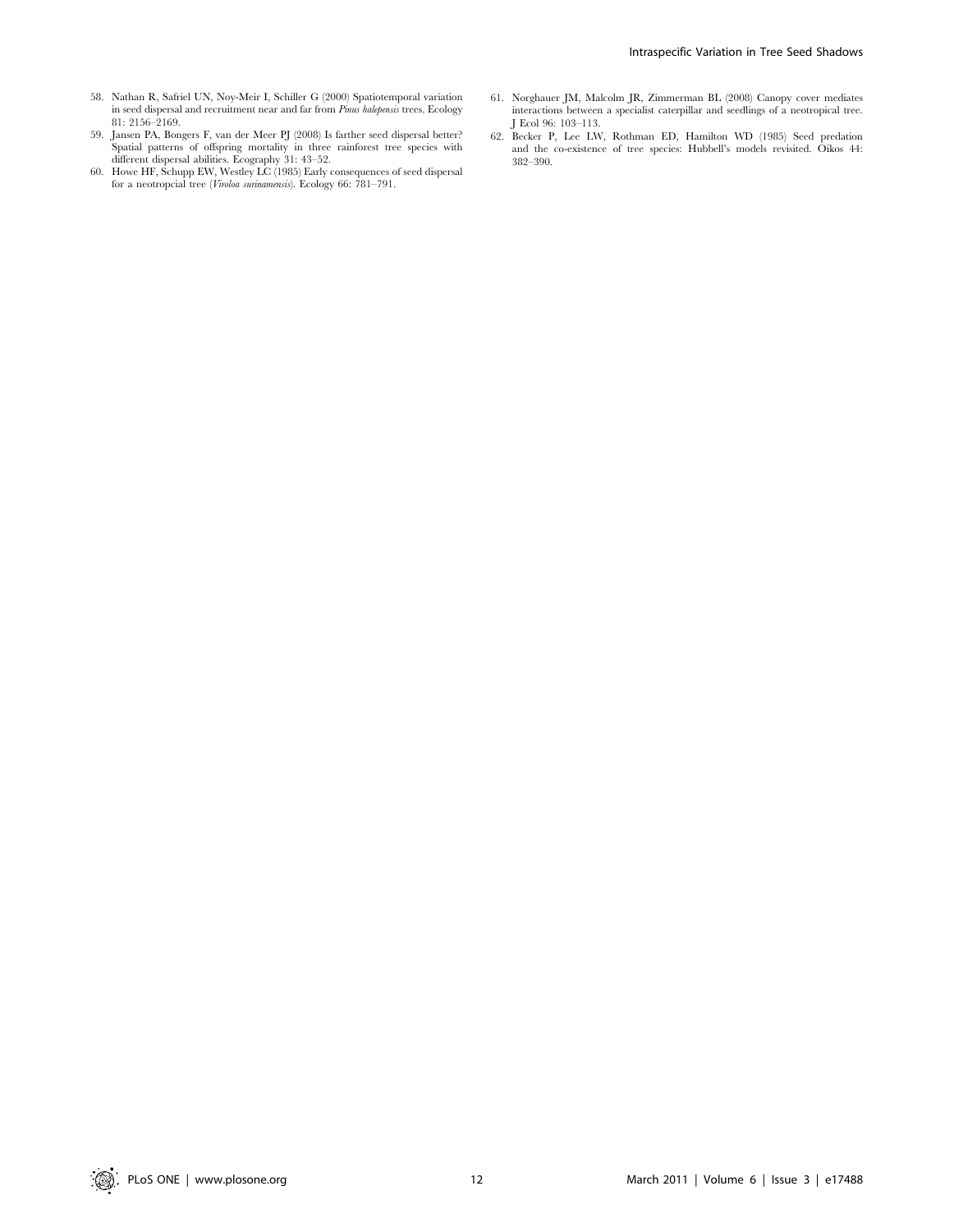58. Nathan R, Safriel UN, Noy-Meir I, Schiller G (2000) Spatiotemporal variation in seed dispersal and recruitment near and far from *Pinus halepensis* trees. Ecology 81: 2156–2169.
59. Jansen PA, Bongers F, van der Meer PJ (2008) Is farther seed dispersal better? Spatial patterns of offspring mortality in three rainforest tree species with different dispersal abilities. Ecography 31: 43–52.
60. Howe HF, Schupp EW, Westley LC (1985) Early consequences of seed dispersal for a neotropcial tree (*Viroloa surinamensis*). Ecology 66: 781–791.
61. Norghauer JM, Malcolm JR, Zimmerman BL (2008) Canopy cover mediates interactions between a specialist caterpillar and seedlings of a neotropical tree. J Ecol 96: 103–113.
62. Becker P, Lee LW, Rothman ED, Hamilton WD (1985) Seed predation and the co-existence of tree species: Hubbell's models revisited. Oikos 44: 382–390.